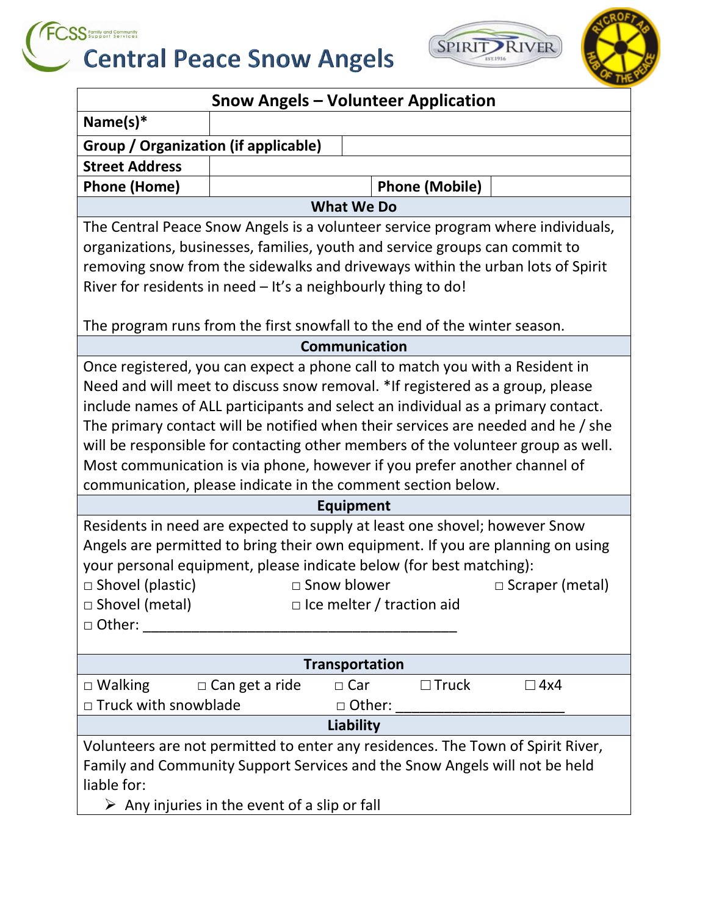# Central Peace Snow Angels

## Snow Angels – Volunteer Application

| Name(s)* | |
|---|---|
| Group / Organization (if applicable) | |
| Street Address | |
| Phone (Home) | Phone (Mobile) |

### What We Do

The Central Peace Snow Angels is a volunteer service program where individuals, organizations, businesses, families, youth and service groups can commit to removing snow from the sidewalks and driveways within the urban lots of Spirit River for residents in need – It's a neighbourly thing to do!

The program runs from the first snowfall to the end of the winter season.

### Communication

Once registered, you can expect a phone call to match you with a Resident in Need and will meet to discuss snow removal. *If registered as a group, please include names of ALL participants and select an individual as a primary contact. The primary contact will be notified when their services are needed and he / she will be responsible for contacting other members of the volunteer group as well. Most communication is via phone, however if you prefer another channel of communication, please indicate in the comment section below.

### Equipment

Residents in need are expected to supply at least one shovel; however Snow Angels are permitted to bring their own equipment. If you are planning on using your personal equipment, please indicate below (for best matching):

- □ Shovel (plastic)
- □ Snow blower
- □ Scraper (metal)
- □ Shovel (metal)
- □ Ice melter / traction aid
- □ Other: ________________________________________

### Transportation

- □ Walking
- □ Can get a ride
- □ Car
- ☐ Truck
- ☐ 4x4
- □ Truck with snowblade
- □ Other: ______________________

### Liability

Volunteers are not permitted to enter any residences. The Town of Spirit River, Family and Community Support Services and the Snow Angels will not be held liable for:

- Any injuries in the event of a slip or fall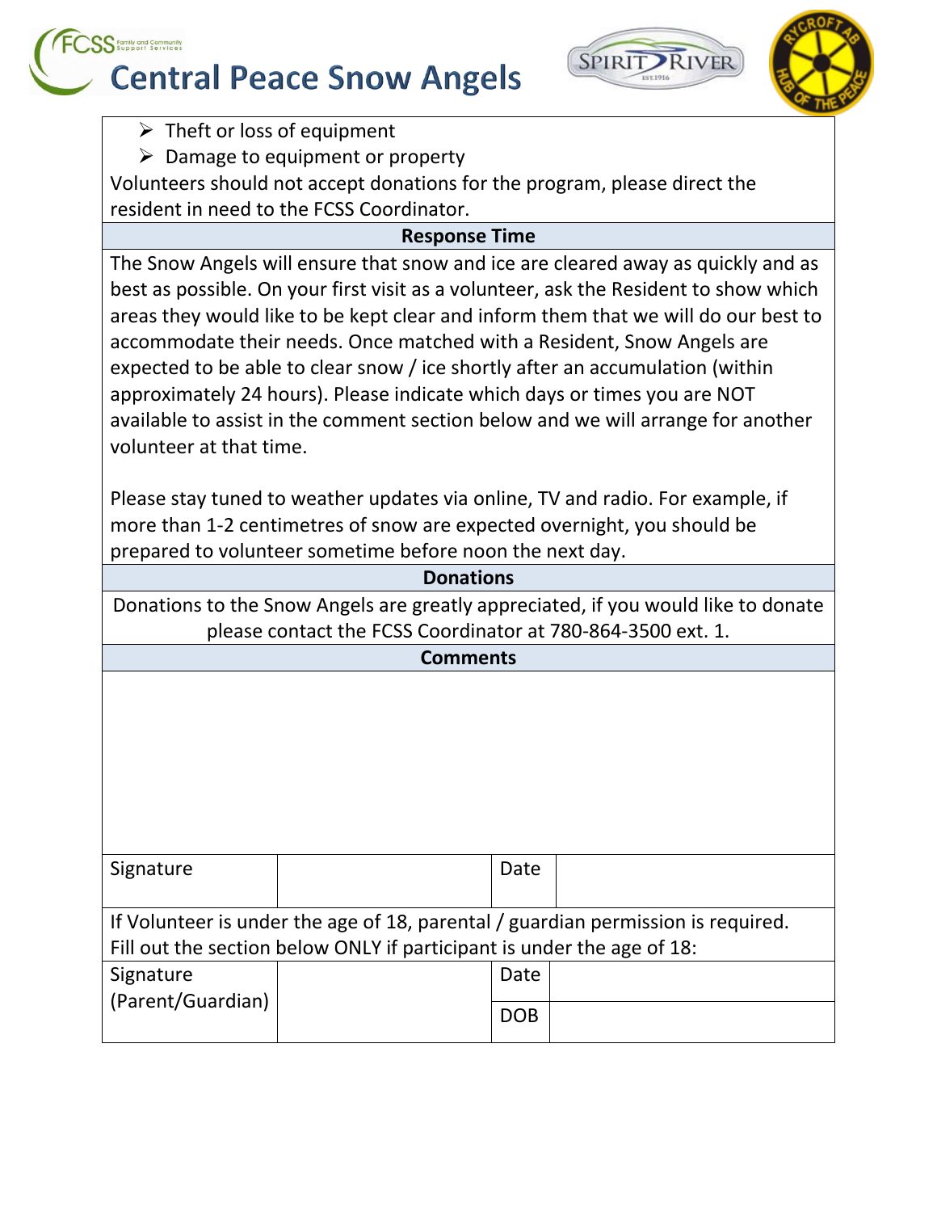# Central Peace Snow Angels

- Theft or loss of equipment
- Damage to equipment or property

Volunteers should not accept donations for the program, please direct the resident in need to the FCSS Coordinator.

**Response Time**

The Snow Angels will ensure that snow and ice are cleared away as quickly and as best as possible. On your first visit as a volunteer, ask the Resident to show which areas they would like to be kept clear and inform them that we will do our best to accommodate their needs. Once matched with a Resident, Snow Angels are expected to be able to clear snow / ice shortly after an accumulation (within approximately 24 hours). Please indicate which days or times you are NOT available to assist in the comment section below and we will arrange for another volunteer at that time.

Please stay tuned to weather updates via online, TV and radio. For example, if more than 1-2 centimetres of snow are expected overnight, you should be prepared to volunteer sometime before noon the next day.

**Donations**

Donations to the Snow Angels are greatly appreciated, if you would like to donate please contact the FCSS Coordinator at 780-864-3500 ext. 1.

**Comments**

| | | | |
|---|---|---|---|
| Signature | | Date | |

If Volunteer is under the age of 18, parental / guardian permission is required. Fill out the section below ONLY if participant is under the age of 18:

| | | | |
|---|---|---|---|
| Signature (Parent/Guardian) | | Date | |
| | | DOB | |